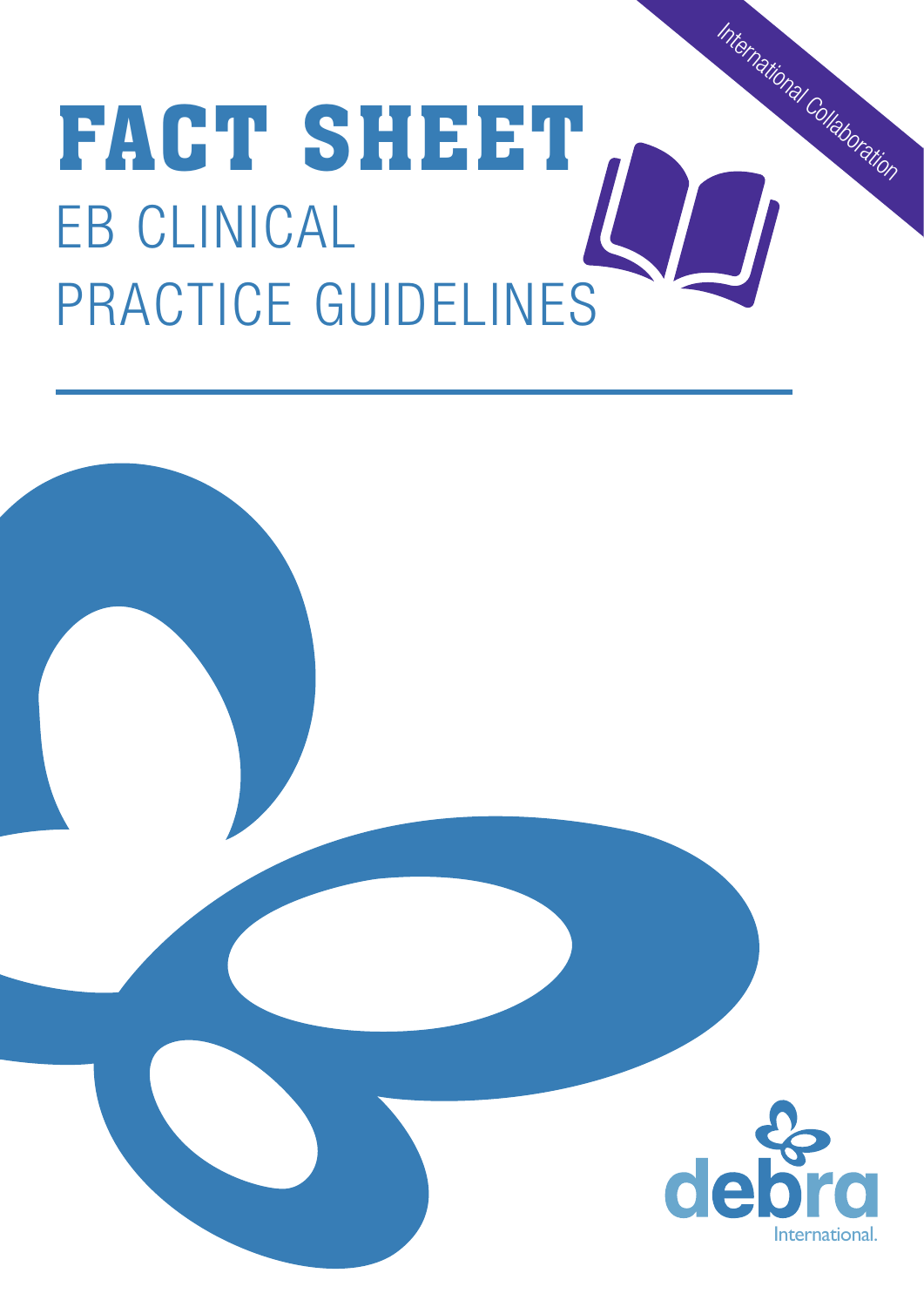International Collaboration

# FACT SHEET

## EB CLINICAL PRACTICE GUIDELINES

debra International.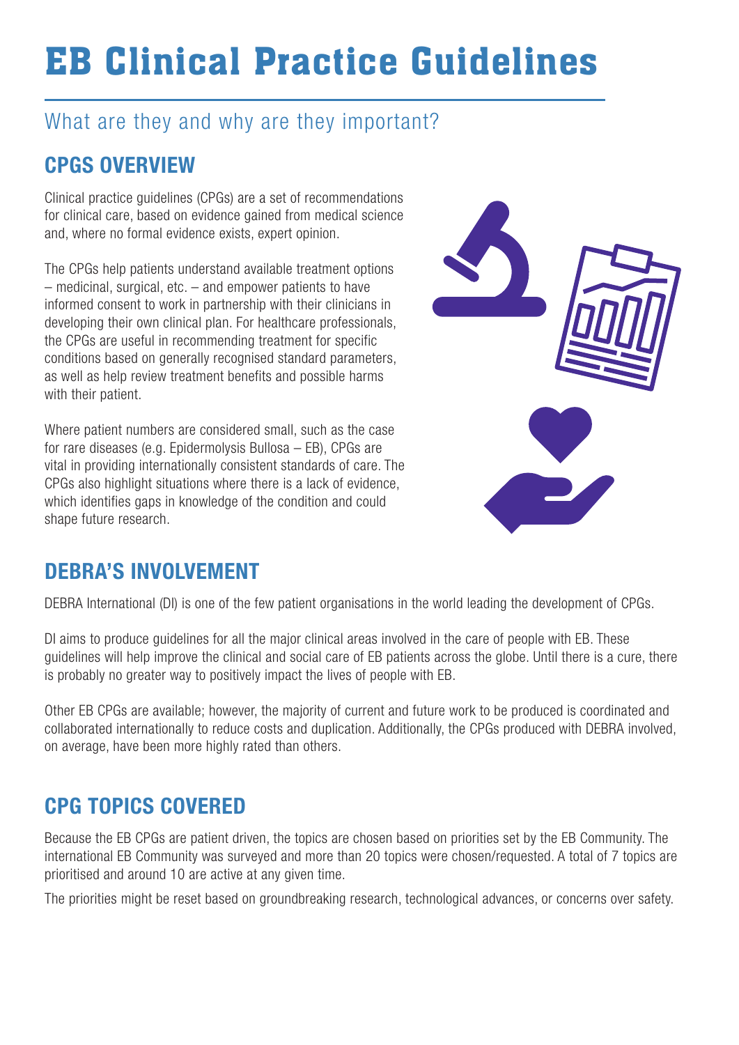# EB Clinical Practice Guidelines

## What are they and why are they important?

## CPGS OVERVIEW

Clinical practice guidelines (CPGs) are a set of recommendations for clinical care, based on evidence gained from medical science and, where no formal evidence exists, expert opinion.

The CPGs help patients understand available treatment options – medicinal, surgical, etc. – and empower patients to have informed consent to work in partnership with their clinicians in developing their own clinical plan. For healthcare professionals, the CPGs are useful in recommending treatment for specific conditions based on generally recognised standard parameters, as well as help review treatment benefits and possible harms with their patient.

Where patient numbers are considered small, such as the case for rare diseases (e.g. Epidermolysis Bullosa – EB), CPGs are vital in providing internationally consistent standards of care. The CPGs also highlight situations where there is a lack of evidence, which identifies gaps in knowledge of the condition and could shape future research.

## DEBRA'S INVOLVEMENT

DEBRA International (DI) is one of the few patient organisations in the world leading the development of CPGs.

DI aims to produce guidelines for all the major clinical areas involved in the care of people with EB. These guidelines will help improve the clinical and social care of EB patients across the globe. Until there is a cure, there is probably no greater way to positively impact the lives of people with EB.

Other EB CPGs are available; however, the majority of current and future work to be produced is coordinated and collaborated internationally to reduce costs and duplication. Additionally, the CPGs produced with DEBRA involved, on average, have been more highly rated than others.

## CPG TOPICS COVERED

Because the EB CPGs are patient driven, the topics are chosen based on priorities set by the EB Community. The international EB Community was surveyed and more than 20 topics were chosen/requested. A total of 7 topics are prioritised and around 10 are active at any given time.

The priorities might be reset based on groundbreaking research, technological advances, or concerns over safety.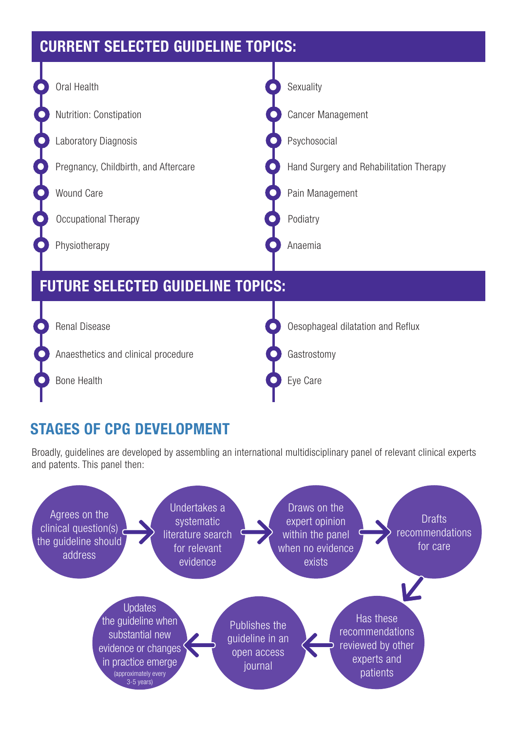## CURRENT SELECTED GUIDELINE TOPICS:

- Oral Health
- Nutrition: Constipation
- Laboratory Diagnosis
- Pregnancy, Childbirth, and Aftercare
- Wound Care
- Occupational Therapy
- Physiotherapy
- Sexuality
- Cancer Management
- Psychosocial
- Hand Surgery and Rehabilitation Therapy
- Pain Management
- Podiatry
- Anaemia

## FUTURE SELECTED GUIDELINE TOPICS:

- Renal Disease
- Anaesthetics and clinical procedure
- Bone Health
- Oesophageal dilatation and Reflux
- Gastrostomy
- Eye Care

## STAGES OF CPG DEVELOPMENT

Broadly, guidelines are developed by assembling an international multidisciplinary panel of relevant clinical experts and patents. This panel then:

1. Agrees on the clinical question(s) the guideline should address
2. Undertakes a systematic literature search for relevant evidence
3. Draws on the expert opinion within the panel when no evidence exists
4. Drafts recommendations for care
5. Has these recommendations reviewed by other experts and patients
6. Publishes the guideline in an open access journal
7. Updates the guideline when substantial new evidence or changes in practice emerge (approximately every 3-5 years)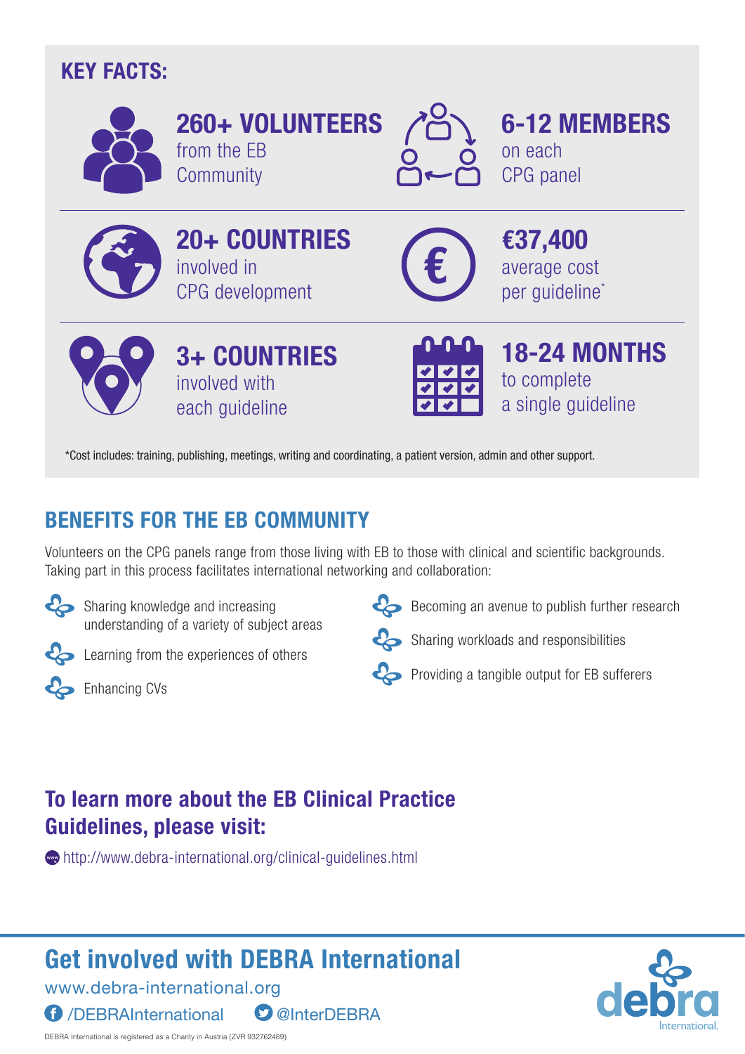## KEY FACTS:

**260+ VOLUNTEERS**
from the EB Community

**6-12 MEMBERS**
on each CPG panel

**20+ COUNTRIES**
involved in CPG development

**€37,400**
average cost per guideline*

**3+ COUNTRIES**
involved with each guideline

**18-24 MONTHS**
to complete a single guideline

*Cost includes: training, publishing, meetings, writing and coordinating, a patient version, admin and other support.

## BENEFITS FOR THE EB COMMUNITY

Volunteers on the CPG panels range from those living with EB to those with clinical and scientific backgrounds. Taking part in this process facilitates international networking and collaboration:

- Sharing knowledge and increasing understanding of a variety of subject areas
- Learning from the experiences of others
- Enhancing CVs
- Becoming an avenue to publish further research
- Sharing workloads and responsibilities
- Providing a tangible output for EB sufferers

## To learn more about the EB Clinical Practice Guidelines, please visit:

http://www.debra-international.org/clinical-guidelines.html

## Get involved with DEBRA International

www.debra-international.org

/DEBRAInternational   @InterDEBRA

DEBRA International is registered as a Charity in Austria (ZVR 932762489)